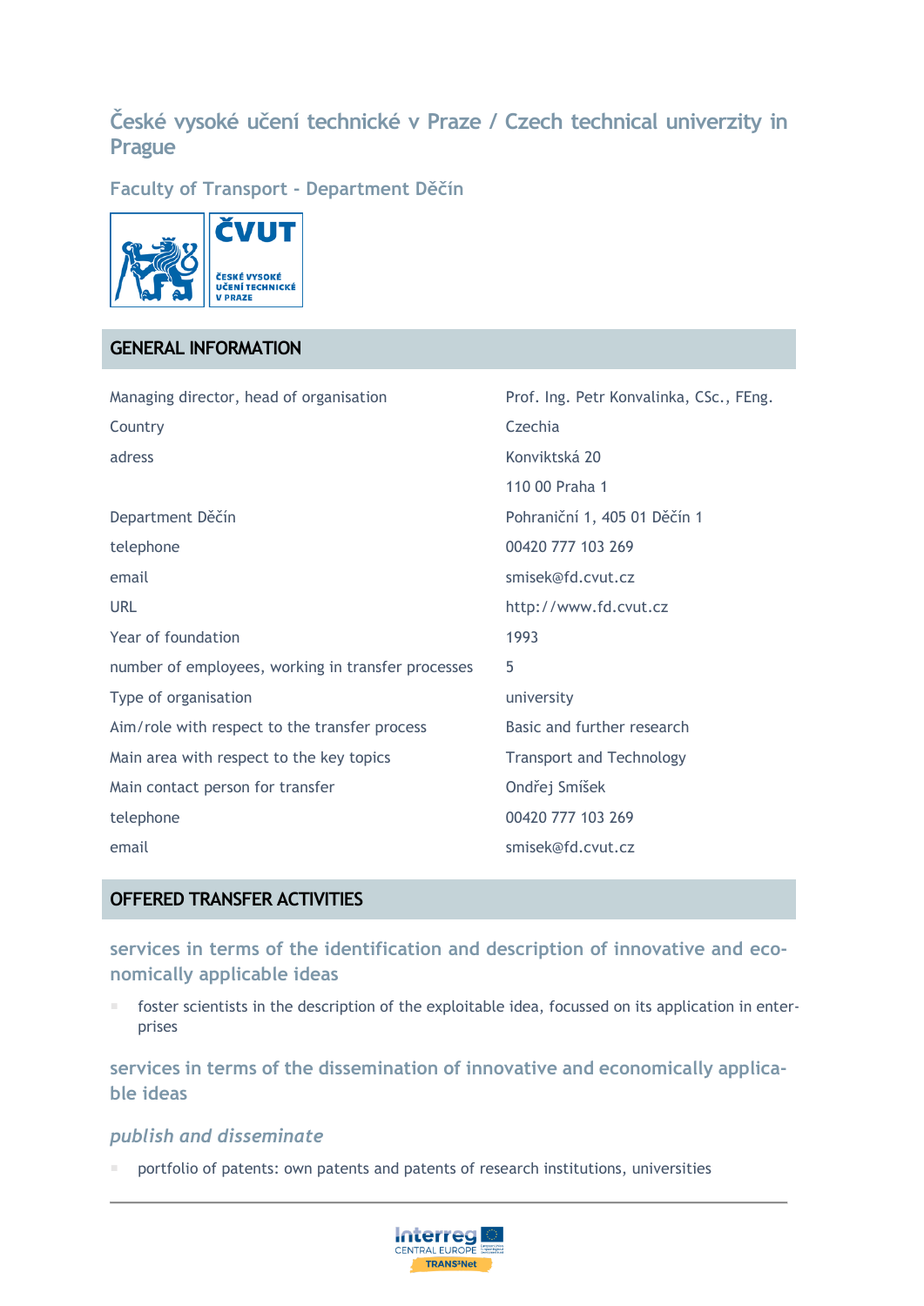# České vysoké učení technické v Praze / Czech technical univerzity in Prague

## Faculty of Transport - Department Děčín

## GENERAL INFORMATION

| | |
|---|---|
| Managing director, head of organisation | Prof. Ing. Petr Konvalinka, CSc., FEng. |
| Country | Czechia |
| adress | Konviktská 20 |
| | 110 00 Praha 1 |
| Department Děčín | Pohraniční 1, 405 01 Děčín 1 |
| telephone | 00420 777 103 269 |
| email | smisek@fd.cvut.cz |
| URL | http://www.fd.cvut.cz |
| Year of foundation | 1993 |
| number of employees, working in transfer processes | 5 |
| Type of organisation | university |
| Aim/role with respect to the transfer process | Basic and further research |
| Main area with respect to the key topics | Transport and Technology |
| Main contact person for transfer | Ondřej Smíšek |
| telephone | 00420 777 103 269 |
| email | smisek@fd.cvut.cz |

## OFFERED TRANSFER ACTIVITIES

### services in terms of the identification and description of innovative and economically applicable ideas

- foster scientists in the description of the exploitable idea, focussed on its application in enterprises

### services in terms of the dissemination of innovative and economically applicable ideas

#### *publish and disseminate*

- portfolio of patents: own patents and patents of research institutions, universities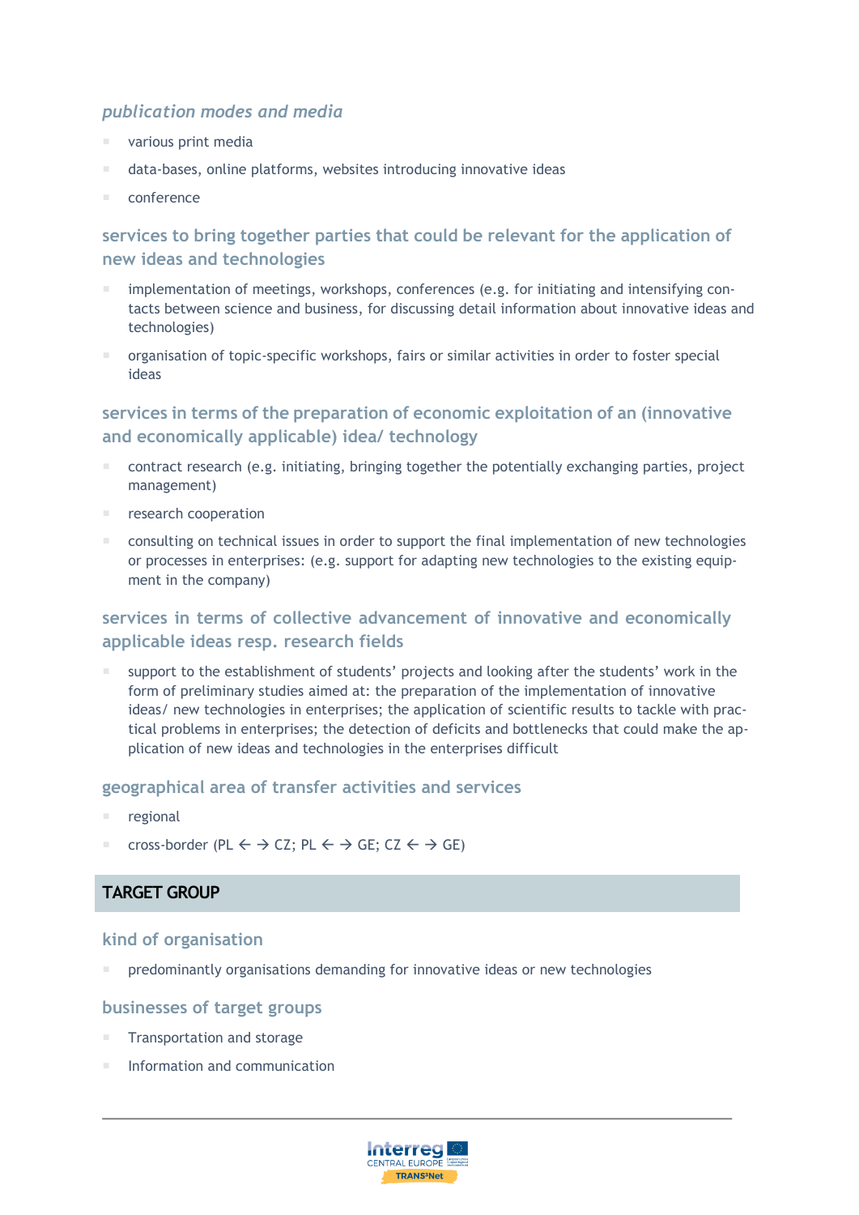### *publication modes and media*

- various print media
- data-bases, online platforms, websites introducing innovative ideas
- conference

### services to bring together parties that could be relevant for the application of new ideas and technologies

- implementation of meetings, workshops, conferences (e.g. for initiating and intensifying contacts between science and business, for discussing detail information about innovative ideas and technologies)
- organisation of topic-specific workshops, fairs or similar activities in order to foster special ideas

### services in terms of the preparation of economic exploitation of an (innovative and economically applicable) idea/ technology

- contract research (e.g. initiating, bringing together the potentially exchanging parties, project management)
- research cooperation
- consulting on technical issues in order to support the final implementation of new technologies or processes in enterprises: (e.g. support for adapting new technologies to the existing equipment in the company)

### services in terms of collective advancement of innovative and economically applicable ideas resp. research fields

- support to the establishment of students' projects and looking after the students' work in the form of preliminary studies aimed at: the preparation of the implementation of innovative ideas/ new technologies in enterprises; the application of scientific results to tackle with practical problems in enterprises; the detection of deficits and bottlenecks that could make the application of new ideas and technologies in the enterprises difficult

### geographical area of transfer activities and services

- regional
- cross-border (PL ← → CZ; PL ← → GE; CZ ← → GE)

## TARGET GROUP

### kind of organisation

- predominantly organisations demanding for innovative ideas or new technologies

### businesses of target groups

- Transportation and storage
- Information and communication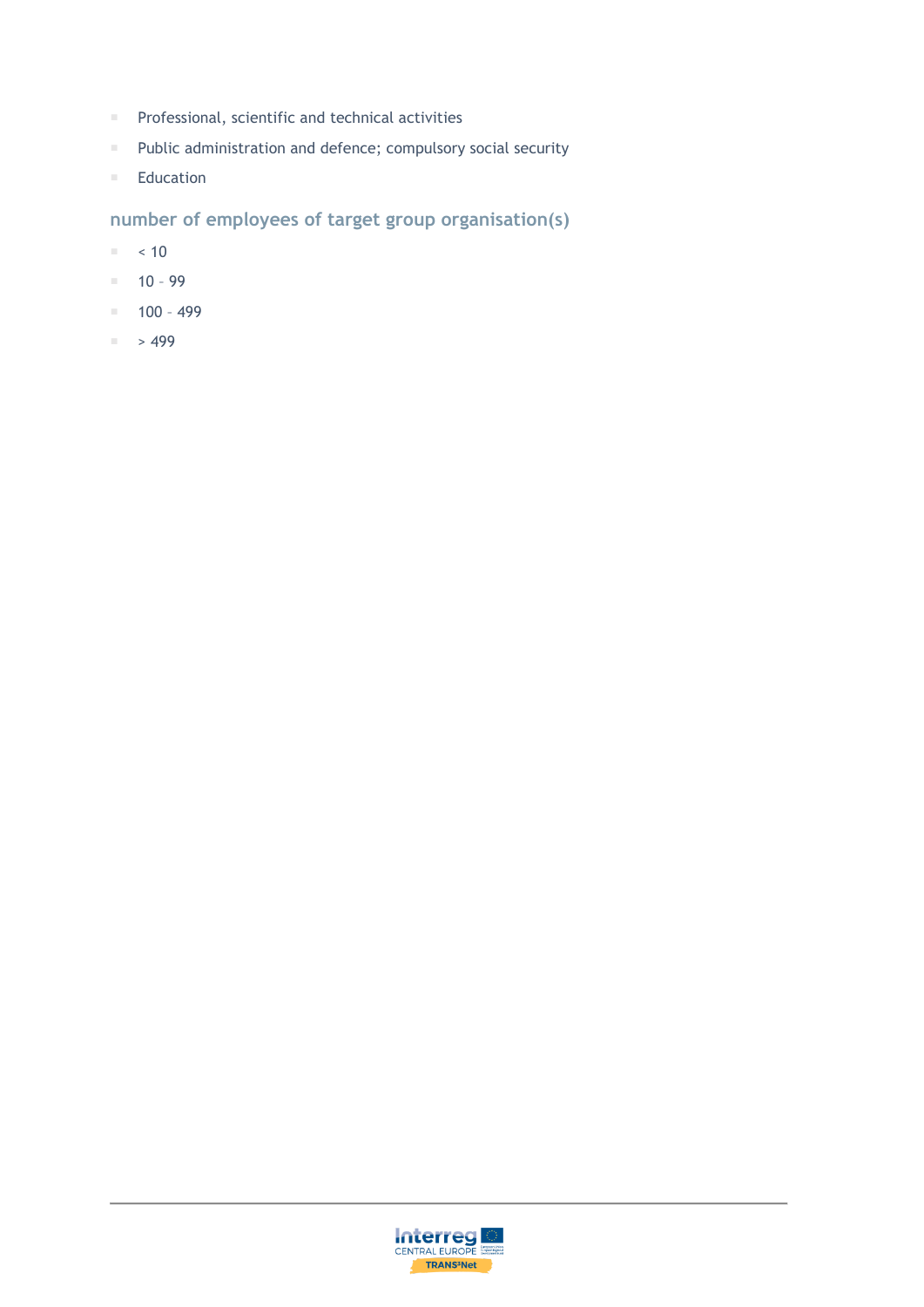- Professional, scientific and technical activities
- Public administration and defence; compulsory social security
- Education

### number of employees of target group organisation(s)

- < 10
- 10 – 99
- 100 – 499
- > 499